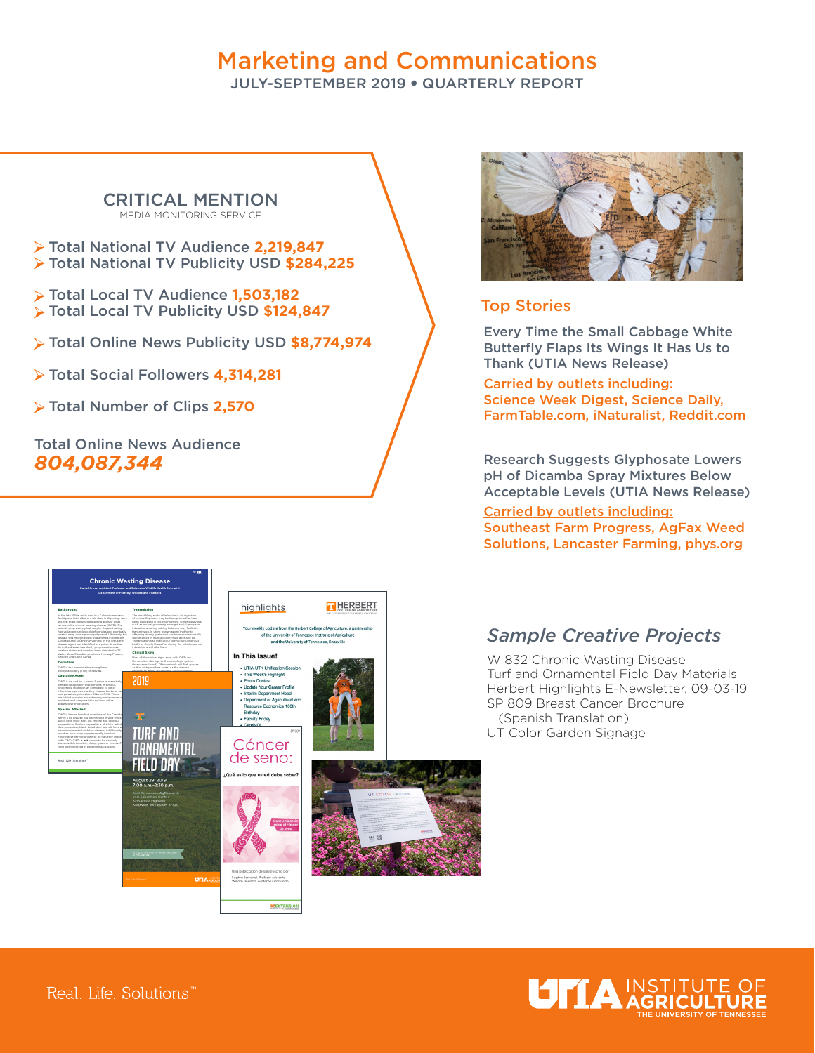# Marketing and Communications

JULY-SEPTEMBER 2019 • QUARTERLY REPORT

## CRITICAL MENTION

MEDIA MONITORING SERVICE

- Total National TV Audience **2,219,847**
- Total National TV Publicity USD **$284,225**

- Total Local TV Audience **1,503,182**
- Total Local TV Publicity USD **$124,847**

- Total Online News Publicity USD **$8,774,974**

- Total Social Followers **4,314,281**

- Total Number of Clips **2,570**

Total Online News Audience

***804,087,344***

## Top Stories

Every Time the Small Cabbage White Butterfly Flaps Its Wings It Has Us to Thank (UTIA News Release)

Carried by outlets including:
Science Week Digest, Science Daily, FarmTable.com, iNaturalist, Reddit.com

Research Suggests Glyphosate Lowers pH of Dicamba Spray Mixtures Below Acceptable Levels (UTIA News Release)

Carried by outlets including:
Southeast Farm Progress, AgFax Weed Solutions, Lancaster Farming, phys.org

## *Sample Creative Projects*

W 832 Chronic Wasting Disease
Turf and Ornamental Field Day Materials
Herbert Highlights E-Newsletter, 09-03-19
SP 809 Breast Cancer Brochure
(Spanish Translation)
UT Color Garden Signage

Real. Life. Solutions.™

UTIA INSTITUTE OF AGRICULTURE
THE UNIVERSITY OF TENNESSEE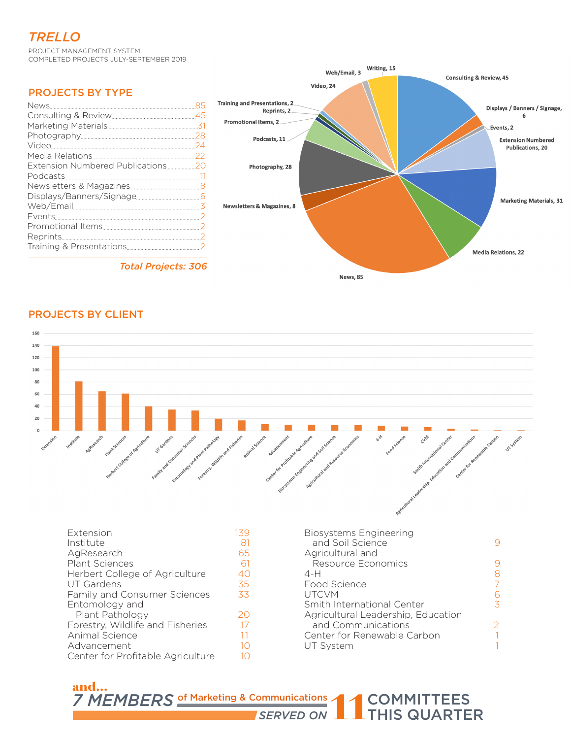## TRELLO

PROJECT MANAGEMENT SYSTEM
COMPLETED PROJECTS JULY-SEPTEMBER 2019

### PROJECTS BY TYPE

| | |
|---|---|
| News | 85 |
| Consulting & Review | 45 |
| Marketing Materials | 31 |
| Photography | 28 |
| Video | 24 |
| Media Relations | 22 |
| Extension Numbered Publications | 20 |
| Podcasts | 11 |
| Newsletters & Magazines | 8 |
| Displays/Banners/Signage | 6 |
| Web/Email | 3 |
| Events | 2 |
| Promotional Items | 2 |
| Reprints | 2 |
| Training & Presentations | 2 |

*Total Projects: 306*

Writing, 15
Web/Email, 3
Video, 24
Training and Presentations, 2
Reprints, 2
Promotional Items, 2
Podcasts, 11
Photography, 28
Newsletters & Magazines, 8
News, 85
Media Relations, 22
Marketing Materials, 31
Extension Numbered Publications, 20
Events, 2
Displays / Banners / Signage, 6
Consulting & Review, 45

### PROJECTS BY CLIENT

160
140
120
100
80
60
40
20
0

Extension
Institute
AgResearch
Plant Sciences
Herbert College of Agriculture
UT Gardens
Family and Consumer Sciences
Entomology and Plant Pathology
Forestry, Wildlife and Fisheries
Animal Science
Advancement
Center for Profitable Agriculture
Biosystems Engineering and Soil Science
Agricultural and Resource Economics
4-H
Food Science
CVM
Smith International Center
Agricultural Leadership, Education and Communications
Center for Renewable Carbon
UT System

| | |
|---|---|
| Extension | 139 |
| Institute | 81 |
| AgResearch | 65 |
| Plant Sciences | 61 |
| Herbert College of Agriculture | 40 |
| UT Gardens | 35 |
| Family and Consumer Sciences | 33 |
| Entomology and Plant Pathology | 20 |
| Forestry, Wildlife and Fisheries | 17 |
| Animal Science | 11 |
| Advancement | 10 |
| Center for Profitable Agriculture | 10 |
| Biosystems Engineering and Soil Science | 9 |
| Agricultural and Resource Economics | 9 |
| 4-H | 8 |
| Food Science | 7 |
| UTCVM | 6 |
| Smith International Center | 3 |
| Agricultural Leadership, Education and Communications | 2 |
| Center for Renewable Carbon | 1 |
| UT System | 1 |

**and... 7 MEMBERS of Marketing & Communications SERVED ON 11 COMMITTEES THIS QUARTER**